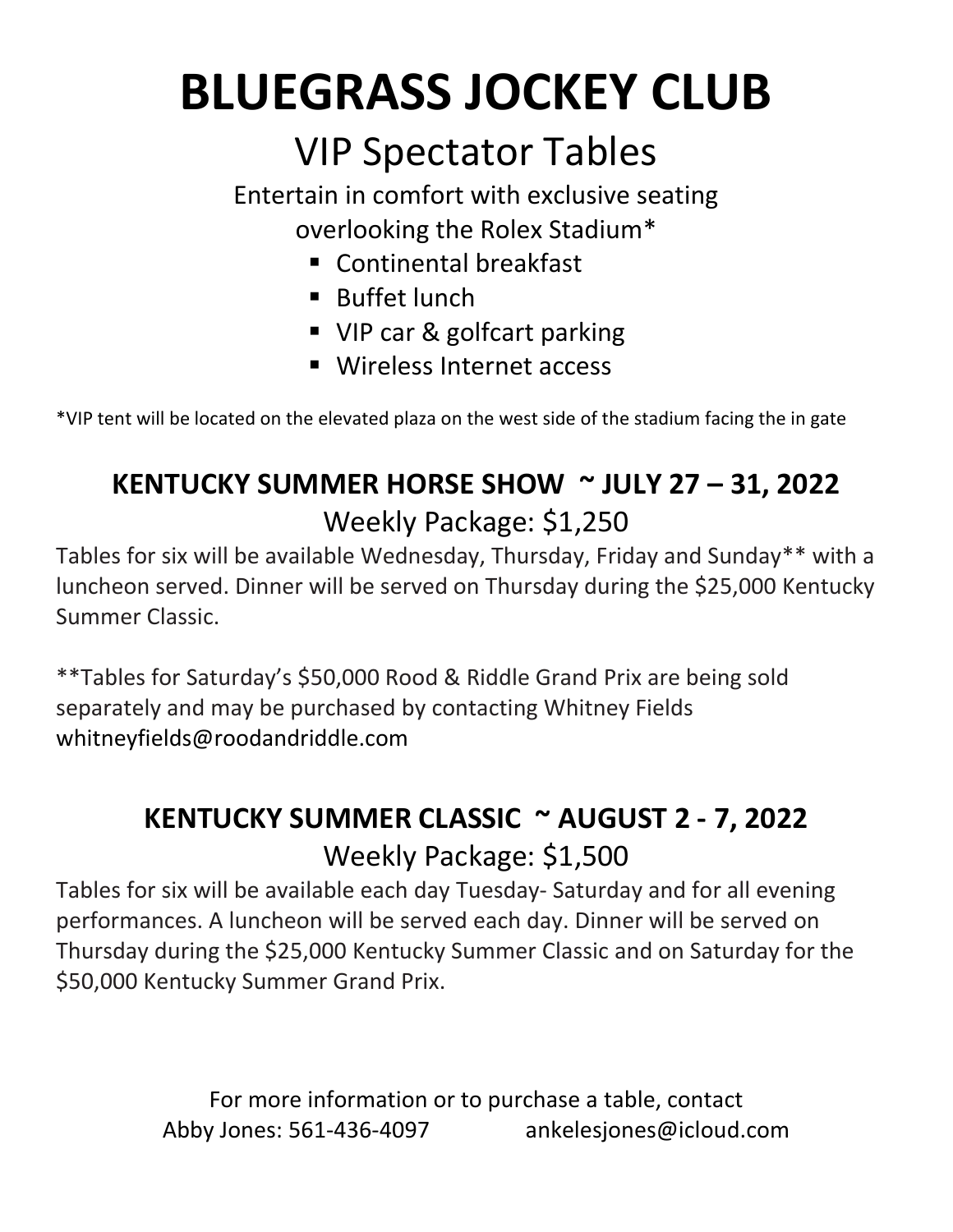# BLUEGRASS JOCKEY CLUB

## VIP Spectator Tables

Entertain in comfort with exclusive seating overlooking the Rolex Stadium*

- Continental breakfast
- Buffet lunch
- VIP car & golfcart parking
- Wireless Internet access

*VIP tent will be located on the elevated plaza on the west side of the stadium facing the in gate

### KENTUCKY SUMMER HORSE SHOW ~ JULY 27 – 31, 2022

Weekly Package: $1,250

Tables for six will be available Wednesday, Thursday, Friday and Sunday** with a luncheon served. Dinner will be served on Thursday during the $25,000 Kentucky Summer Classic.

**Tables for Saturday's $50,000 Rood & Riddle Grand Prix are being sold separately and may be purchased by contacting Whitney Fields whitneyfields@roodandriddle.com

### KENTUCKY SUMMER CLASSIC ~ AUGUST 2 - 7, 2022

Weekly Package: $1,500

Tables for six will be available each day Tuesday- Saturday and for all evening performances. A luncheon will be served each day. Dinner will be served on Thursday during the $25,000 Kentucky Summer Classic and on Saturday for the $50,000 Kentucky Summer Grand Prix.

For more information or to purchase a table, contact
Abby Jones: 561-436-4097 ankelesjones@icloud.com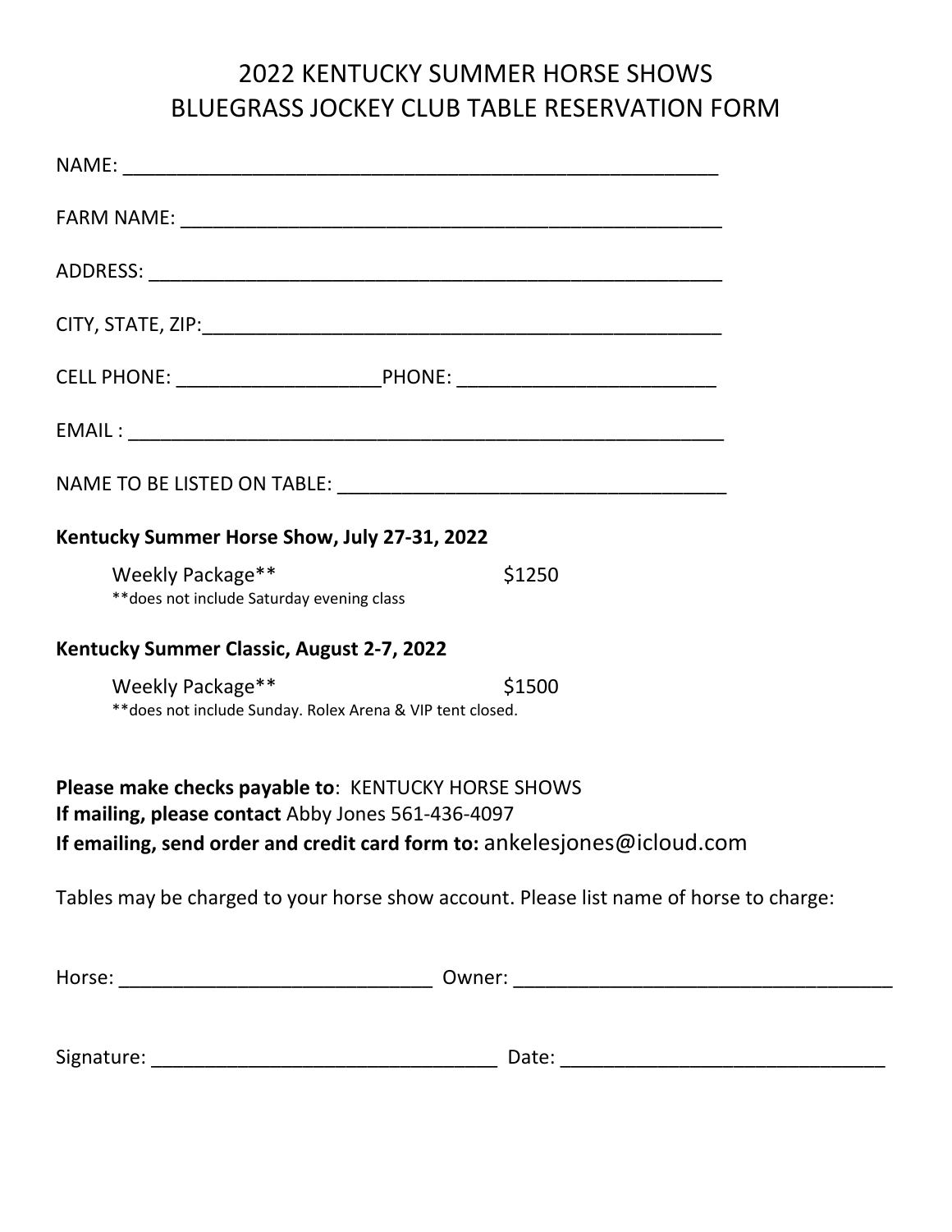# 2022 KENTUCKY SUMMER HORSE SHOWS
# BLUEGRASS JOCKEY CLUB TABLE RESERVATION FORM

NAME: ______________________________________________________

FARM NAME: __________________________________________________

ADDRESS: ____________________________________________________

CITY, STATE, ZIP:_____________________________________________

CELL PHONE: ___________________PHONE: ________________________

EMAIL : ______________________________________________________

NAME TO BE LISTED ON TABLE: ____________________________________

**Kentucky Summer Horse Show, July 27-31, 2022**

Weekly Package** $1250
**does not include Saturday evening class

**Kentucky Summer Classic, August 2-7, 2022**

Weekly Package** $1500
**does not include Sunday. Rolex Arena & VIP tent closed.

**Please make checks payable to**: KENTUCKY HORSE SHOWS
**If mailing, please contact** Abby Jones 561-436-4097
**If emailing, send order and credit card form to:** ankelesjones@icloud.com

Tables may be charged to your horse show account. Please list name of horse to charge:

Horse: _____________________________ Owner: ___________________________________

Signature: ________________________________ Date: ______________________________